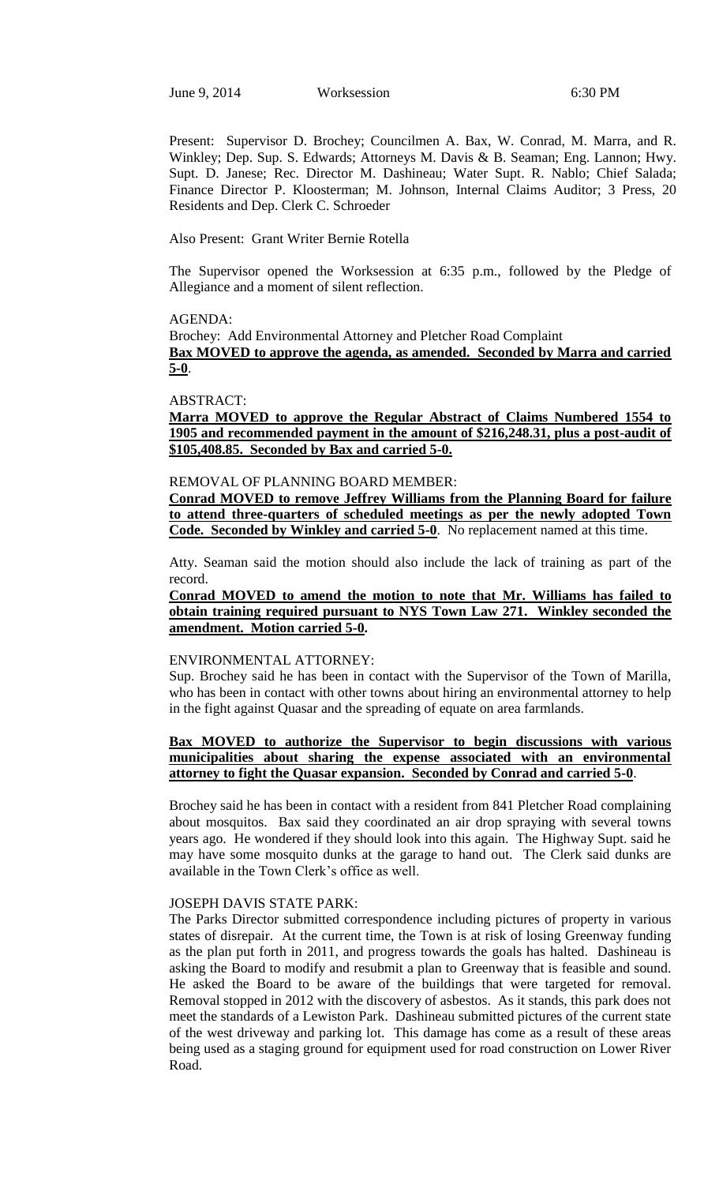June 9, 2014 Worksession 6:30 PM

Present: Supervisor D. Brochey; Councilmen A. Bax, W. Conrad, M. Marra, and R. Winkley; Dep. Sup. S. Edwards; Attorneys M. Davis & B. Seaman; Eng. Lannon; Hwy. Supt. D. Janese; Rec. Director M. Dashineau; Water Supt. R. Nablo; Chief Salada; Finance Director P. Kloosterman; M. Johnson, Internal Claims Auditor; 3 Press, 20 Residents and Dep. Clerk C. Schroeder

Also Present: Grant Writer Bernie Rotella

The Supervisor opened the Worksession at 6:35 p.m., followed by the Pledge of Allegiance and a moment of silent reflection.

AGENDA:

Brochey: Add Environmental Attorney and Pletcher Road Complaint

**Bax MOVED to approve the agenda, as amended. Seconded by Marra and carried 5-0.**

ABSTRACT:

**Marra MOVED to approve the Regular Abstract of Claims Numbered 1554 to 1905 and recommended payment in the amount of $216,248.31, plus a post-audit of $105,408.85. Seconded by Bax and carried 5-0.**

REMOVAL OF PLANNING BOARD MEMBER:

**Conrad MOVED to remove Jeffrey Williams from the Planning Board for failure to attend three-quarters of scheduled meetings as per the newly adopted Town Code. Seconded by Winkley and carried 5-0.** No replacement named at this time.

Atty. Seaman said the motion should also include the lack of training as part of the record.

**Conrad MOVED to amend the motion to note that Mr. Williams has failed to obtain training required pursuant to NYS Town Law 271. Winkley seconded the amendment. Motion carried 5-0.**

ENVIRONMENTAL ATTORNEY:

Sup. Brochey said he has been in contact with the Supervisor of the Town of Marilla, who has been in contact with other towns about hiring an environmental attorney to help in the fight against Quasar and the spreading of equate on area farmlands.

**Bax MOVED to authorize the Supervisor to begin discussions with various municipalities about sharing the expense associated with an environmental attorney to fight the Quasar expansion. Seconded by Conrad and carried 5-0.**

Brochey said he has been in contact with a resident from 841 Pletcher Road complaining about mosquitos. Bax said they coordinated an air drop spraying with several towns years ago. He wondered if they should look into this again. The Highway Supt. said he may have some mosquito dunks at the garage to hand out. The Clerk said dunks are available in the Town Clerk's office as well.

JOSEPH DAVIS STATE PARK:

The Parks Director submitted correspondence including pictures of property in various states of disrepair. At the current time, the Town is at risk of losing Greenway funding as the plan put forth in 2011, and progress towards the goals has halted. Dashineau is asking the Board to modify and resubmit a plan to Greenway that is feasible and sound. He asked the Board to be aware of the buildings that were targeted for removal. Removal stopped in 2012 with the discovery of asbestos. As it stands, this park does not meet the standards of a Lewiston Park. Dashineau submitted pictures of the current state of the west driveway and parking lot. This damage has come as a result of these areas being used as a staging ground for equipment used for road construction on Lower River Road.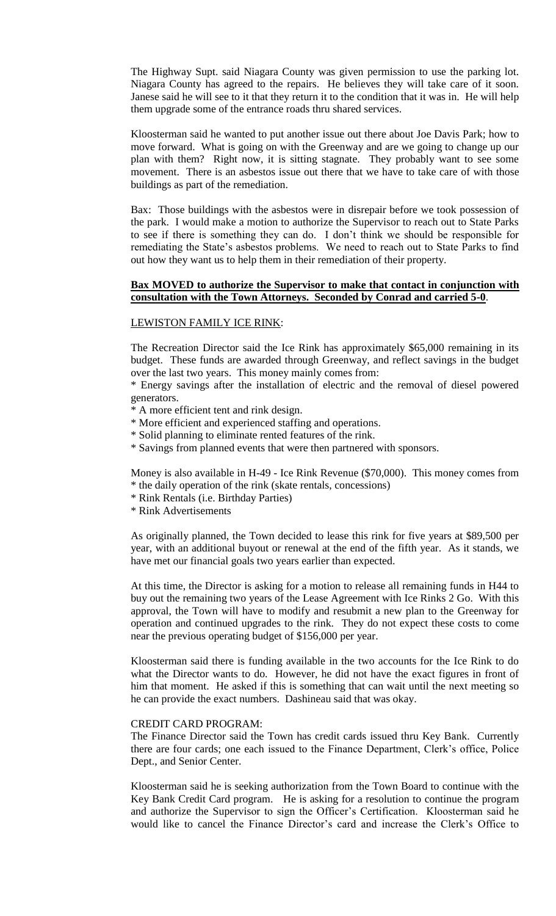The Highway Supt. said Niagara County was given permission to use the parking lot. Niagara County has agreed to the repairs. He believes they will take care of it soon. Janese said he will see to it that they return it to the condition that it was in. He will help them upgrade some of the entrance roads thru shared services.

Kloosterman said he wanted to put another issue out there about Joe Davis Park; how to move forward. What is going on with the Greenway and are we going to change up our plan with them? Right now, it is sitting stagnate. They probably want to see some movement. There is an asbestos issue out there that we have to take care of with those buildings as part of the remediation.

Bax: Those buildings with the asbestos were in disrepair before we took possession of the park. I would make a motion to authorize the Supervisor to reach out to State Parks to see if there is something they can do. I don't think we should be responsible for remediating the State's asbestos problems. We need to reach out to State Parks to find out how they want us to help them in their remediation of their property.

**Bax MOVED to authorize the Supervisor to make that contact in conjunction with consultation with the Town Attorneys. Seconded by Conrad and carried 5-0.**

LEWISTON FAMILY ICE RINK:

The Recreation Director said the Ice Rink has approximately $65,000 remaining in its budget. These funds are awarded through Greenway, and reflect savings in the budget over the last two years. This money mainly comes from:

* Energy savings after the installation of electric and the removal of diesel powered generators.
* A more efficient tent and rink design.
* More efficient and experienced staffing and operations.
* Solid planning to eliminate rented features of the rink.
* Savings from planned events that were then partnered with sponsors.

Money is also available in H-49 - Ice Rink Revenue ($70,000). This money comes from

* the daily operation of the rink (skate rentals, concessions)
* Rink Rentals (i.e. Birthday Parties)
* Rink Advertisements

As originally planned, the Town decided to lease this rink for five years at $89,500 per year, with an additional buyout or renewal at the end of the fifth year. As it stands, we have met our financial goals two years earlier than expected.

At this time, the Director is asking for a motion to release all remaining funds in H44 to buy out the remaining two years of the Lease Agreement with Ice Rinks 2 Go. With this approval, the Town will have to modify and resubmit a new plan to the Greenway for operation and continued upgrades to the rink. They do not expect these costs to come near the previous operating budget of $156,000 per year.

Kloosterman said there is funding available in the two accounts for the Ice Rink to do what the Director wants to do. However, he did not have the exact figures in front of him that moment. He asked if this is something that can wait until the next meeting so he can provide the exact numbers. Dashineau said that was okay.

CREDIT CARD PROGRAM:

The Finance Director said the Town has credit cards issued thru Key Bank. Currently there are four cards; one each issued to the Finance Department, Clerk's office, Police Dept., and Senior Center.

Kloosterman said he is seeking authorization from the Town Board to continue with the Key Bank Credit Card program. He is asking for a resolution to continue the program and authorize the Supervisor to sign the Officer's Certification. Kloosterman said he would like to cancel the Finance Director's card and increase the Clerk's Office to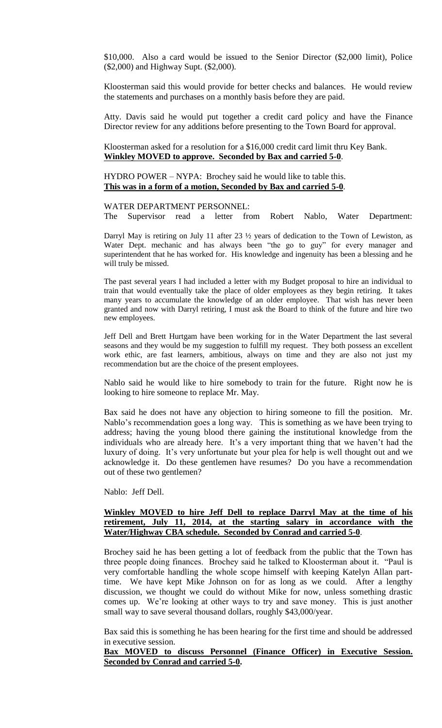$10,000. Also a card would be issued to the Senior Director ($2,000 limit), Police ($2,000) and Highway Supt. ($2,000).

Kloosterman said this would provide for better checks and balances. He would review the statements and purchases on a monthly basis before they are paid.

Atty. Davis said he would put together a credit card policy and have the Finance Director review for any additions before presenting to the Town Board for approval.

Kloosterman asked for a resolution for a $16,000 credit card limit thru Key Bank.
**Winkley MOVED to approve. Seconded by Bax and carried 5-0**.

HYDRO POWER – NYPA: Brochey said he would like to table this.
**This was in a form of a motion, Seconded by Bax and carried 5-0**.

WATER DEPARTMENT PERSONNEL:
The Supervisor read a letter from Robert Nablo, Water Department:

Darryl May is retiring on July 11 after 23 ½ years of dedication to the Town of Lewiston, as Water Dept. mechanic and has always been "the go to guy" for every manager and superintendent that he has worked for. His knowledge and ingenuity has been a blessing and he will truly be missed.

The past several years I had included a letter with my Budget proposal to hire an individual to train that would eventually take the place of older employees as they begin retiring. It takes many years to accumulate the knowledge of an older employee. That wish has never been granted and now with Darryl retiring, I must ask the Board to think of the future and hire two new employees.

Jeff Dell and Brett Hurtgam have been working for in the Water Department the last several seasons and they would be my suggestion to fulfill my request. They both possess an excellent work ethic, are fast learners, ambitious, always on time and they are also not just my recommendation but are the choice of the present employees.

Nablo said he would like to hire somebody to train for the future. Right now he is looking to hire someone to replace Mr. May.

Bax said he does not have any objection to hiring someone to fill the position. Mr. Nablo's recommendation goes a long way. This is something as we have been trying to address; having the young blood there gaining the institutional knowledge from the individuals who are already here. It's a very important thing that we haven't had the luxury of doing. It's very unfortunate but your plea for help is well thought out and we acknowledge it. Do these gentlemen have resumes? Do you have a recommendation out of these two gentlemen?

Nablo: Jeff Dell.

**Winkley MOVED to hire Jeff Dell to replace Darryl May at the time of his retirement, July 11, 2014, at the starting salary in accordance with the Water/Highway CBA schedule. Seconded by Conrad and carried 5-0**.

Brochey said he has been getting a lot of feedback from the public that the Town has three people doing finances. Brochey said he talked to Kloosterman about it. "Paul is very comfortable handling the whole scope himself with keeping Katelyn Allan part-time. We have kept Mike Johnson on for as long as we could. After a lengthy discussion, we thought we could do without Mike for now, unless something drastic comes up. We're looking at other ways to try and save money. This is just another small way to save several thousand dollars, roughly $43,000/year.

Bax said this is something he has been hearing for the first time and should be addressed in executive session.
**Bax MOVED to discuss Personnel (Finance Officer) in Executive Session. Seconded by Conrad and carried 5-0.**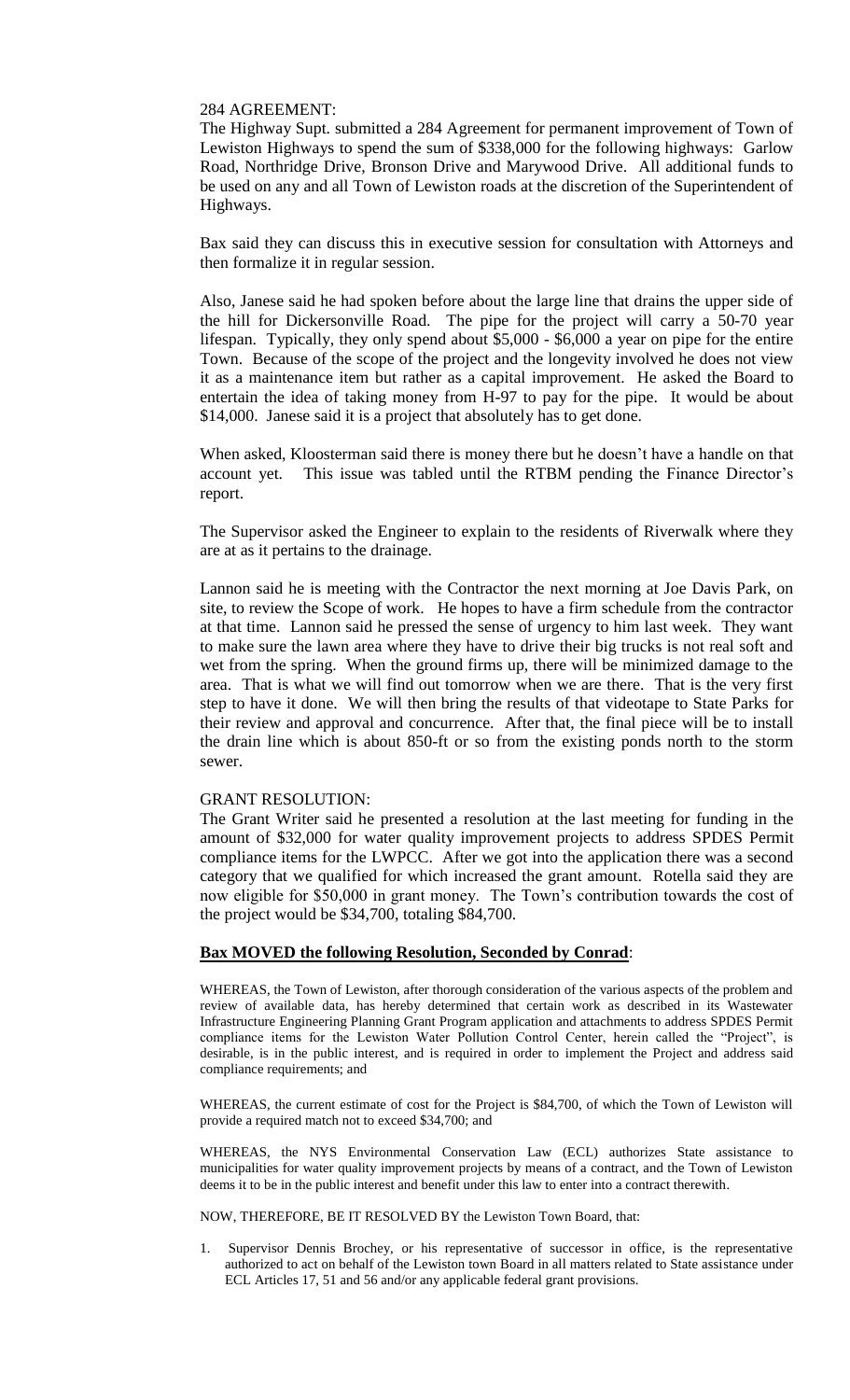284 AGREEMENT:

The Highway Supt. submitted a 284 Agreement for permanent improvement of Town of Lewiston Highways to spend the sum of $338,000 for the following highways: Garlow Road, Northridge Drive, Bronson Drive and Marywood Drive. All additional funds to be used on any and all Town of Lewiston roads at the discretion of the Superintendent of Highways.

Bax said they can discuss this in executive session for consultation with Attorneys and then formalize it in regular session.

Also, Janese said he had spoken before about the large line that drains the upper side of the hill for Dickersonville Road. The pipe for the project will carry a 50-70 year lifespan. Typically, they only spend about $5,000 - $6,000 a year on pipe for the entire Town. Because of the scope of the project and the longevity involved he does not view it as a maintenance item but rather as a capital improvement. He asked the Board to entertain the idea of taking money from H-97 to pay for the pipe. It would be about $14,000. Janese said it is a project that absolutely has to get done.

When asked, Kloosterman said there is money there but he doesn't have a handle on that account yet. This issue was tabled until the RTBM pending the Finance Director's report.

The Supervisor asked the Engineer to explain to the residents of Riverwalk where they are at as it pertains to the drainage.

Lannon said he is meeting with the Contractor the next morning at Joe Davis Park, on site, to review the Scope of work. He hopes to have a firm schedule from the contractor at that time. Lannon said he pressed the sense of urgency to him last week. They want to make sure the lawn area where they have to drive their big trucks is not real soft and wet from the spring. When the ground firms up, there will be minimized damage to the area. That is what we will find out tomorrow when we are there. That is the very first step to have it done. We will then bring the results of that videotape to State Parks for their review and approval and concurrence. After that, the final piece will be to install the drain line which is about 850-ft or so from the existing ponds north to the storm sewer.

GRANT RESOLUTION:

The Grant Writer said he presented a resolution at the last meeting for funding in the amount of $32,000 for water quality improvement projects to address SPDES Permit compliance items for the LWPCC. After we got into the application there was a second category that we qualified for which increased the grant amount. Rotella said they are now eligible for $50,000 in grant money. The Town's contribution towards the cost of the project would be $34,700, totaling $84,700.

**Bax MOVED the following Resolution, Seconded by Conrad**:

WHEREAS, the Town of Lewiston, after thorough consideration of the various aspects of the problem and review of available data, has hereby determined that certain work as described in its Wastewater Infrastructure Engineering Planning Grant Program application and attachments to address SPDES Permit compliance items for the Lewiston Water Pollution Control Center, herein called the "Project", is desirable, is in the public interest, and is required in order to implement the Project and address said compliance requirements; and

WHEREAS, the current estimate of cost for the Project is $84,700, of which the Town of Lewiston will provide a required match not to exceed $34,700; and

WHEREAS, the NYS Environmental Conservation Law (ECL) authorizes State assistance to municipalities for water quality improvement projects by means of a contract, and the Town of Lewiston deems it to be in the public interest and benefit under this law to enter into a contract therewith.

NOW, THEREFORE, BE IT RESOLVED BY the Lewiston Town Board, that:

1. Supervisor Dennis Brochey, or his representative of successor in office, is the representative authorized to act on behalf of the Lewiston town Board in all matters related to State assistance under ECL Articles 17, 51 and 56 and/or any applicable federal grant provisions.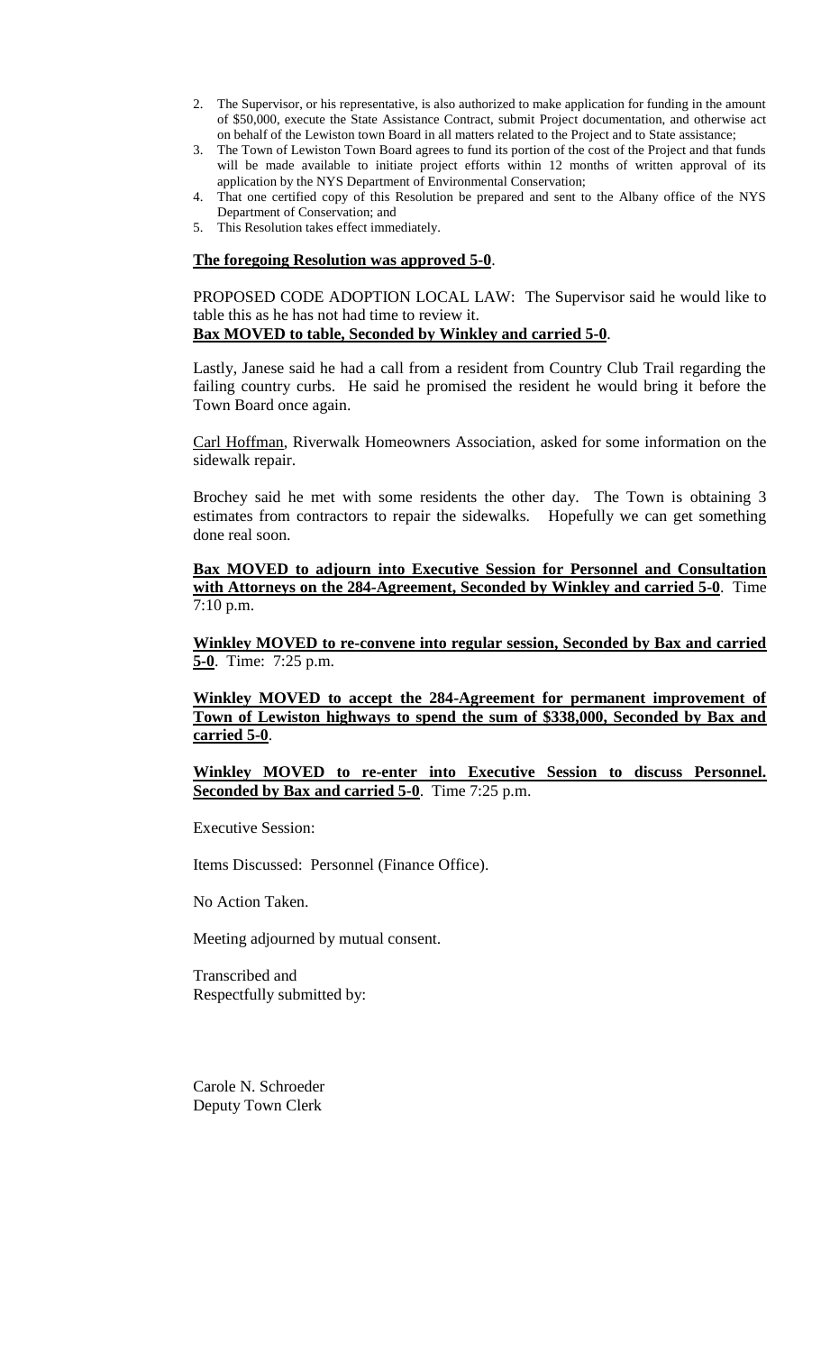2. The Supervisor, or his representative, is also authorized to make application for funding in the amount of $50,000, execute the State Assistance Contract, submit Project documentation, and otherwise act on behalf of the Lewiston town Board in all matters related to the Project and to State assistance;
3. The Town of Lewiston Town Board agrees to fund its portion of the cost of the Project and that funds will be made available to initiate project efforts within 12 months of written approval of its application by the NYS Department of Environmental Conservation;
4. That one certified copy of this Resolution be prepared and sent to the Albany office of the NYS Department of Conservation; and
5. This Resolution takes effect immediately.

**The foregoing Resolution was approved 5-0**.

PROPOSED CODE ADOPTION LOCAL LAW: The Supervisor said he would like to table this as he has not had time to review it.
**Bax MOVED to table, Seconded by Winkley and carried 5-0**.

Lastly, Janese said he had a call from a resident from Country Club Trail regarding the failing country curbs. He said he promised the resident he would bring it before the Town Board once again.

Carl Hoffman, Riverwalk Homeowners Association, asked for some information on the sidewalk repair.

Brochey said he met with some residents the other day. The Town is obtaining 3 estimates from contractors to repair the sidewalks. Hopefully we can get something done real soon.

**Bax MOVED to adjourn into Executive Session for Personnel and Consultation with Attorneys on the 284-Agreement, Seconded by Winkley and carried 5-0**. Time 7:10 p.m.

**Winkley MOVED to re-convene into regular session, Seconded by Bax and carried 5-0**. Time: 7:25 p.m.

**Winkley MOVED to accept the 284-Agreement for permanent improvement of Town of Lewiston highways to spend the sum of $338,000, Seconded by Bax and carried 5-0**.

**Winkley MOVED to re-enter into Executive Session to discuss Personnel. Seconded by Bax and carried 5-0**. Time 7:25 p.m.

Executive Session:

Items Discussed: Personnel (Finance Office).

No Action Taken.

Meeting adjourned by mutual consent.

Transcribed and
Respectfully submitted by:

Carole N. Schroeder
Deputy Town Clerk